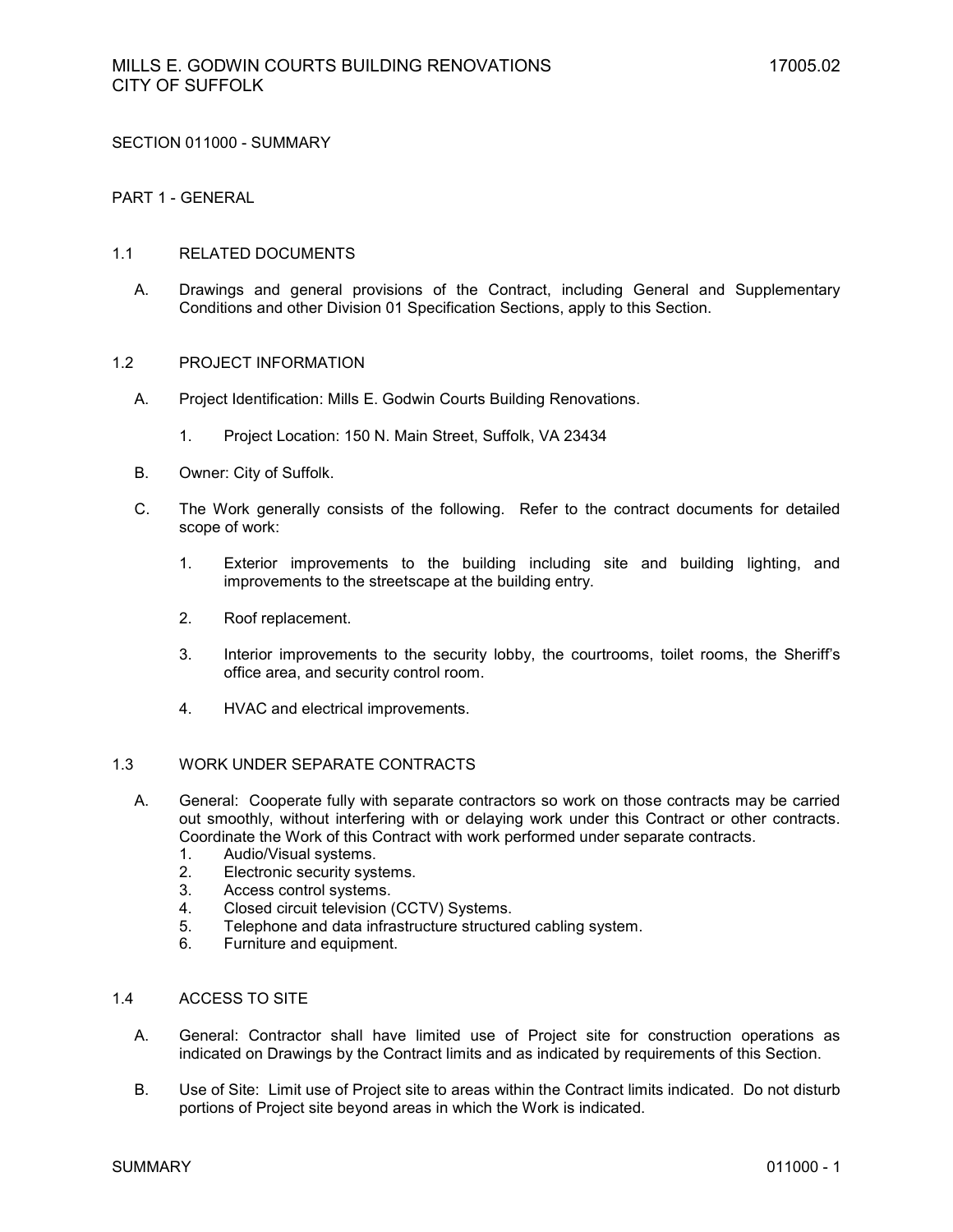SECTION 011000 - SUMMARY

PART 1 - GENERAL

1.1 RELATED DOCUMENTS

A. Drawings and general provisions of the Contract, including General and Supplementary Conditions and other Division 01 Specification Sections, apply to this Section.

1.2 PROJECT INFORMATION

A. Project Identification: Mills E. Godwin Courts Building Renovations.

1. Project Location: 150 N. Main Street, Suffolk, VA 23434

B. Owner: City of Suffolk.

C. The Work generally consists of the following. Refer to the contract documents for detailed scope of work:

1. Exterior improvements to the building including site and building lighting, and improvements to the streetscape at the building entry.

2. Roof replacement.

3. Interior improvements to the security lobby, the courtrooms, toilet rooms, the Sheriff's office area, and security control room.

4. HVAC and electrical improvements.

1.3 WORK UNDER SEPARATE CONTRACTS

A. General: Cooperate fully with separate contractors so work on those contracts may be carried out smoothly, without interfering with or delaying work under this Contract or other contracts. Coordinate the Work of this Contract with work performed under separate contracts.
1. Audio/Visual systems.
2. Electronic security systems.
3. Access control systems.
4. Closed circuit television (CCTV) Systems.
5. Telephone and data infrastructure structured cabling system.
6. Furniture and equipment.

1.4 ACCESS TO SITE

A. General: Contractor shall have limited use of Project site for construction operations as indicated on Drawings by the Contract limits and as indicated by requirements of this Section.

B. Use of Site: Limit use of Project site to areas within the Contract limits indicated. Do not disturb portions of Project site beyond areas in which the Work is indicated.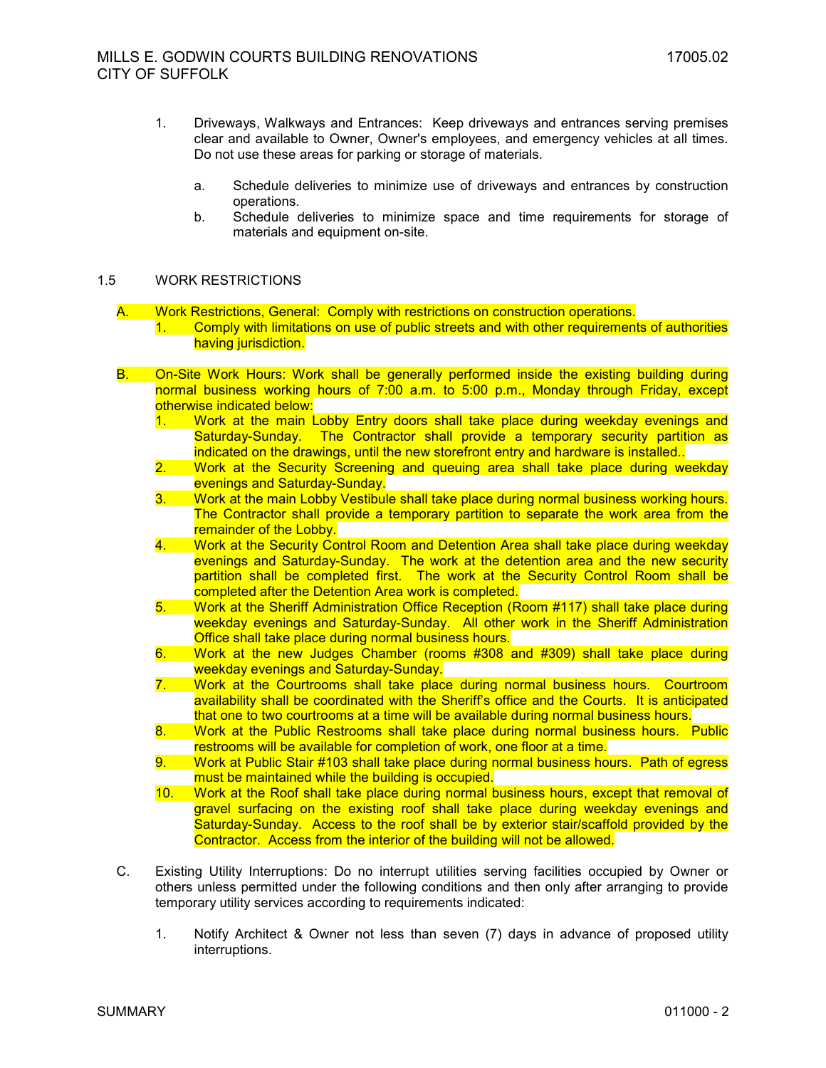1. Driveways, Walkways and Entrances: Keep driveways and entrances serving premises clear and available to Owner, Owner's employees, and emergency vehicles at all times. Do not use these areas for parking or storage of materials.

   a. Schedule deliveries to minimize use of driveways and entrances by construction operations.
   b. Schedule deliveries to minimize space and time requirements for storage of materials and equipment on-site.

## 1.5 WORK RESTRICTIONS

A. Work Restrictions, General: Comply with restrictions on construction operations.
   1. Comply with limitations on use of public streets and with other requirements of authorities having jurisdiction.

B. On-Site Work Hours: Work shall be generally performed inside the existing building during normal business working hours of 7:00 a.m. to 5:00 p.m., Monday through Friday, except otherwise indicated below:
   1. Work at the main Lobby Entry doors shall take place during weekday evenings and Saturday-Sunday. The Contractor shall provide a temporary security partition as indicated on the drawings, until the new storefront entry and hardware is installed..
   2. Work at the Security Screening and queuing area shall take place during weekday evenings and Saturday-Sunday.
   3. Work at the main Lobby Vestibule shall take place during normal business working hours. The Contractor shall provide a temporary partition to separate the work area from the remainder of the Lobby.
   4. Work at the Security Control Room and Detention Area shall take place during weekday evenings and Saturday-Sunday. The work at the detention area and the new security partition shall be completed first. The work at the Security Control Room shall be completed after the Detention Area work is completed.
   5. Work at the Sheriff Administration Office Reception (Room #117) shall take place during weekday evenings and Saturday-Sunday. All other work in the Sheriff Administration Office shall take place during normal business hours.
   6. Work at the new Judges Chamber (rooms #308 and #309) shall take place during weekday evenings and Saturday-Sunday.
   7. Work at the Courtrooms shall take place during normal business hours. Courtroom availability shall be coordinated with the Sheriff's office and the Courts. It is anticipated that one to two courtrooms at a time will be available during normal business hours.
   8. Work at the Public Restrooms shall take place during normal business hours. Public restrooms will be available for completion of work, one floor at a time.
   9. Work at Public Stair #103 shall take place during normal business hours. Path of egress must be maintained while the building is occupied.
   10. Work at the Roof shall take place during normal business hours, except that removal of gravel surfacing on the existing roof shall take place during weekday evenings and Saturday-Sunday. Access to the roof shall be by exterior stair/scaffold provided by the Contractor. Access from the interior of the building will not be allowed.

C. Existing Utility Interruptions: Do no interrupt utilities serving facilities occupied by Owner or others unless permitted under the following conditions and then only after arranging to provide temporary utility services according to requirements indicated:

   1. Notify Architect & Owner not less than seven (7) days in advance of proposed utility interruptions.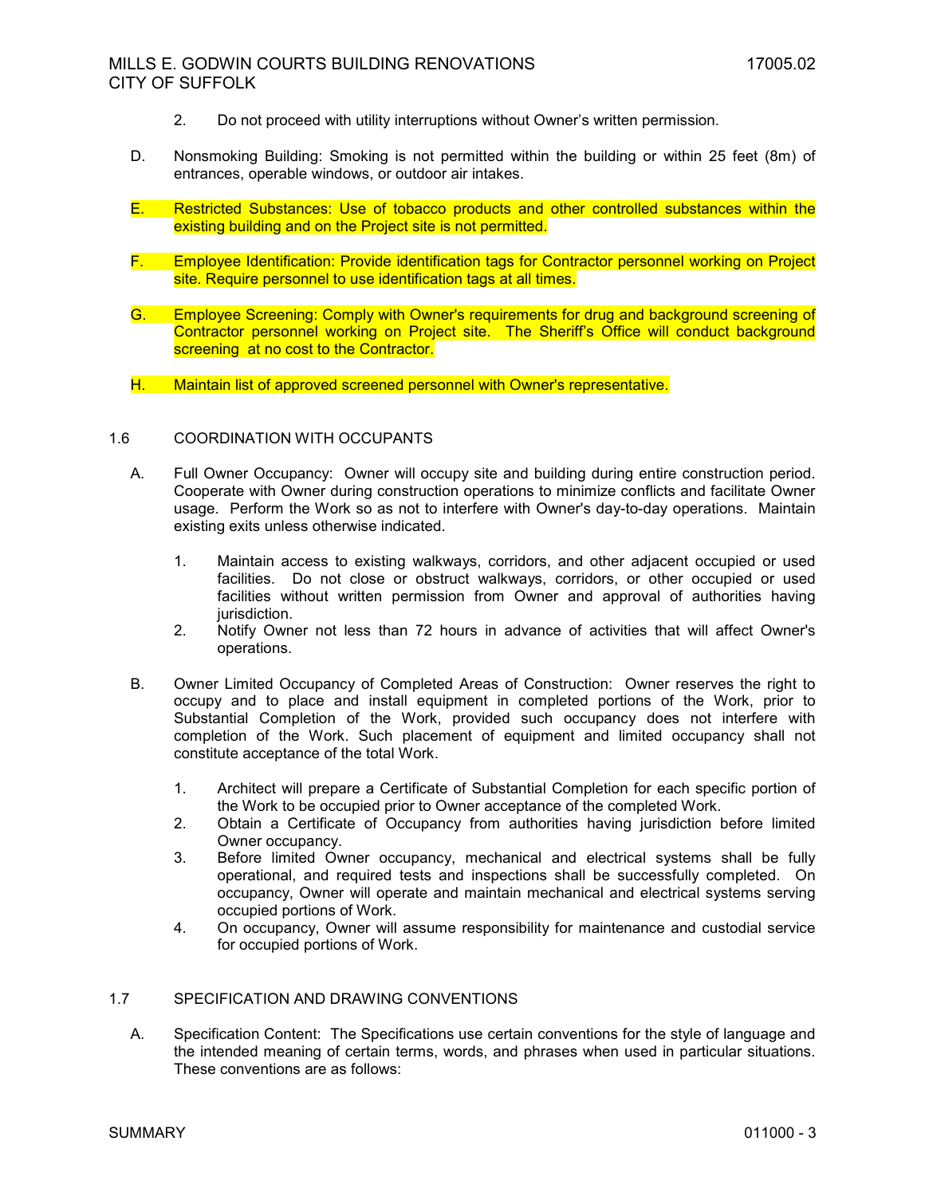2. Do not proceed with utility interruptions without Owner's written permission.

D. Nonsmoking Building: Smoking is not permitted within the building or within 25 feet (8m) of entrances, operable windows, or outdoor air intakes.

E. Restricted Substances: Use of tobacco products and other controlled substances within the existing building and on the Project site is not permitted.

F. Employee Identification: Provide identification tags for Contractor personnel working on Project site. Require personnel to use identification tags at all times.

G. Employee Screening: Comply with Owner's requirements for drug and background screening of Contractor personnel working on Project site. The Sheriff's Office will conduct background screening at no cost to the Contractor.

H. Maintain list of approved screened personnel with Owner's representative.

## 1.6 COORDINATION WITH OCCUPANTS

A. Full Owner Occupancy: Owner will occupy site and building during entire construction period. Cooperate with Owner during construction operations to minimize conflicts and facilitate Owner usage. Perform the Work so as not to interfere with Owner's day-to-day operations. Maintain existing exits unless otherwise indicated.

1. Maintain access to existing walkways, corridors, and other adjacent occupied or used facilities. Do not close or obstruct walkways, corridors, or other occupied or used facilities without written permission from Owner and approval of authorities having jurisdiction.
2. Notify Owner not less than 72 hours in advance of activities that will affect Owner's operations.

B. Owner Limited Occupancy of Completed Areas of Construction: Owner reserves the right to occupy and to place and install equipment in completed portions of the Work, prior to Substantial Completion of the Work, provided such occupancy does not interfere with completion of the Work. Such placement of equipment and limited occupancy shall not constitute acceptance of the total Work.

1. Architect will prepare a Certificate of Substantial Completion for each specific portion of the Work to be occupied prior to Owner acceptance of the completed Work.
2. Obtain a Certificate of Occupancy from authorities having jurisdiction before limited Owner occupancy.
3. Before limited Owner occupancy, mechanical and electrical systems shall be fully operational, and required tests and inspections shall be successfully completed. On occupancy, Owner will operate and maintain mechanical and electrical systems serving occupied portions of Work.
4. On occupancy, Owner will assume responsibility for maintenance and custodial service for occupied portions of Work.

## 1.7 SPECIFICATION AND DRAWING CONVENTIONS

A. Specification Content: The Specifications use certain conventions for the style of language and the intended meaning of certain terms, words, and phrases when used in particular situations. These conventions are as follows: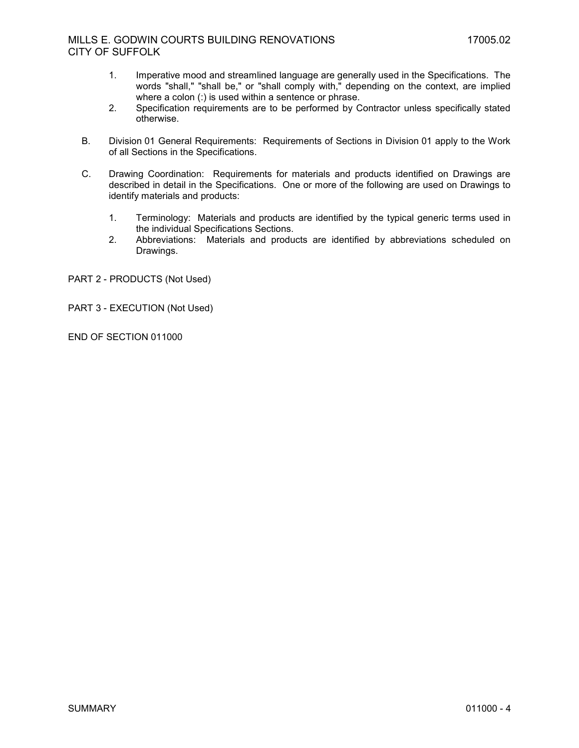1. Imperative mood and streamlined language are generally used in the Specifications. The words "shall," "shall be," or "shall comply with," depending on the context, are implied where a colon (:) is used within a sentence or phrase.
2. Specification requirements are to be performed by Contractor unless specifically stated otherwise.

B. Division 01 General Requirements: Requirements of Sections in Division 01 apply to the Work of all Sections in the Specifications.

C. Drawing Coordination: Requirements for materials and products identified on Drawings are described in detail in the Specifications. One or more of the following are used on Drawings to identify materials and products:

1. Terminology: Materials and products are identified by the typical generic terms used in the individual Specifications Sections.
2. Abbreviations: Materials and products are identified by abbreviations scheduled on Drawings.

PART 2 - PRODUCTS (Not Used)

PART 3 - EXECUTION (Not Used)

END OF SECTION 011000